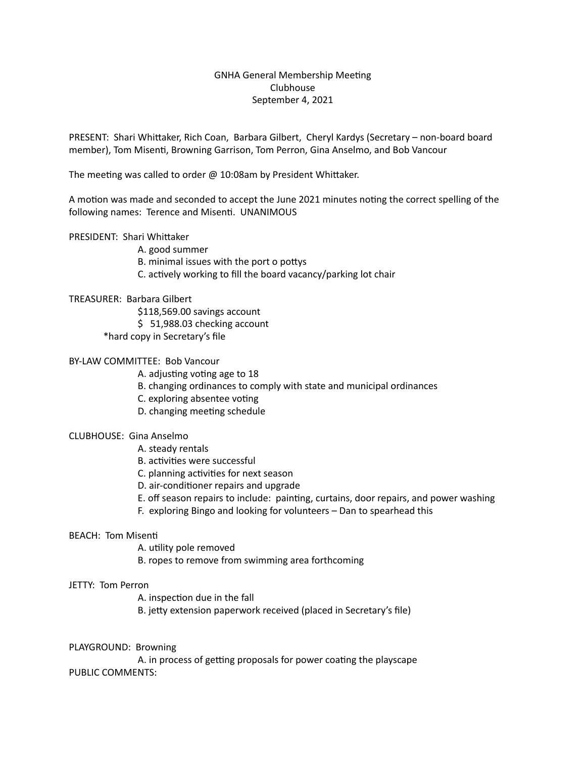GNHA General Membership Meeting
Clubhouse
September 4, 2021

PRESENT: Shari Whittaker, Rich Coan, Barbara Gilbert, Cheryl Kardys (Secretary – non-board board member), Tom Misenti, Browning Garrison, Tom Perron, Gina Anselmo, and Bob Vancour

The meeting was called to order @ 10:08am by President Whittaker.

A motion was made and seconded to accept the June 2021 minutes noting the correct spelling of the following names: Terence and Misenti. UNANIMOUS

PRESIDENT: Shari Whittaker

A. good summer
B. minimal issues with the port o pottys
C. actively working to fill the board vacancy/parking lot chair

TREASURER: Barbara Gilbert

$118,569.00 savings account
$ 51,988.03 checking account
*hard copy in Secretary's file

BY-LAW COMMITTEE: Bob Vancour

A. adjusting voting age to 18
B. changing ordinances to comply with state and municipal ordinances
C. exploring absentee voting
D. changing meeting schedule

CLUBHOUSE: Gina Anselmo

A. steady rentals
B. activities were successful
C. planning activities for next season
D. air-conditioner repairs and upgrade
E. off season repairs to include: painting, curtains, door repairs, and power washing
F. exploring Bingo and looking for volunteers – Dan to spearhead this

BEACH: Tom Misenti

A. utility pole removed
B. ropes to remove from swimming area forthcoming

JETTY: Tom Perron

A. inspection due in the fall
B. jetty extension paperwork received (placed in Secretary's file)

PLAYGROUND: Browning

A. in process of getting proposals for power coating the playscape

PUBLIC COMMENTS: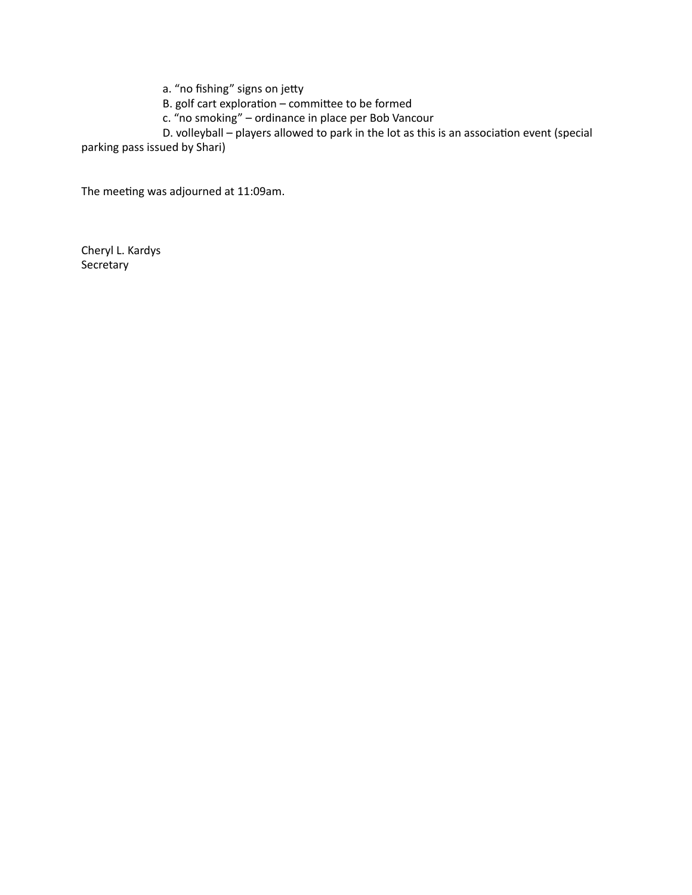a. “no fishing” signs on jetty
B. golf cart exploration – committee to be formed
c. “no smoking” – ordinance in place per Bob Vancour
D. volleyball – players allowed to park in the lot as this is an association event (special parking pass issued by Shari)

The meeting was adjourned at 11:09am.

Cheryl L. Kardys
Secretary